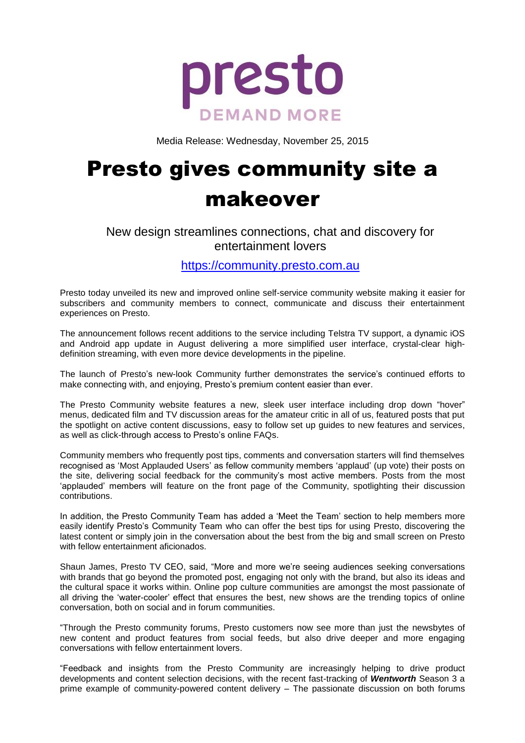presto

DEMAND MORE

Media Release: Wednesday, November 25, 2015

# Presto gives community site a makeover

## New design streamlines connections, chat and discovery for entertainment lovers

[https://community.presto.com.au](https://community.presto.com.au)

Presto today unveiled its new and improved online self-service community website making it easier for subscribers and community members to connect, communicate and discuss their entertainment experiences on Presto.

The announcement follows recent additions to the service including Telstra TV support, a dynamic iOS and Android app update in August delivering a more simplified user interface, crystal-clear high-definition streaming, with even more device developments in the pipeline.

The launch of Presto's new-look Community further demonstrates the service's continued efforts to make connecting with, and enjoying, Presto's premium content easier than ever.

The Presto Community website features a new, sleek user interface including drop down "hover" menus, dedicated film and TV discussion areas for the amateur critic in all of us, featured posts that put the spotlight on active content discussions, easy to follow set up guides to new features and services, as well as click-through access to Presto's online FAQs.

Community members who frequently post tips, comments and conversation starters will find themselves recognised as 'Most Applauded Users' as fellow community members 'applaud' (up vote) their posts on the site, delivering social feedback for the community's most active members. Posts from the most 'applauded' members will feature on the front page of the Community, spotlighting their discussion contributions.

In addition, the Presto Community Team has added a 'Meet the Team' section to help members more easily identify Presto's Community Team who can offer the best tips for using Presto, discovering the latest content or simply join in the conversation about the best from the big and small screen on Presto with fellow entertainment aficionados.

Shaun James, Presto TV CEO, said, "More and more we're seeing audiences seeking conversations with brands that go beyond the promoted post, engaging not only with the brand, but also its ideas and the cultural space it works within. Online pop culture communities are amongst the most passionate of all driving the 'water-cooler' effect that ensures the best, new shows are the trending topics of online conversation, both on social and in forum communities.

"Through the Presto community forums, Presto customers now see more than just the newsbytes of new content and product features from social feeds, but also drive deeper and more engaging conversations with fellow entertainment lovers.

"Feedback and insights from the Presto Community are increasingly helping to drive product developments and content selection decisions, with the recent fast-tracking of ***Wentworth*** Season 3 a prime example of community-powered content delivery – The passionate discussion on both forums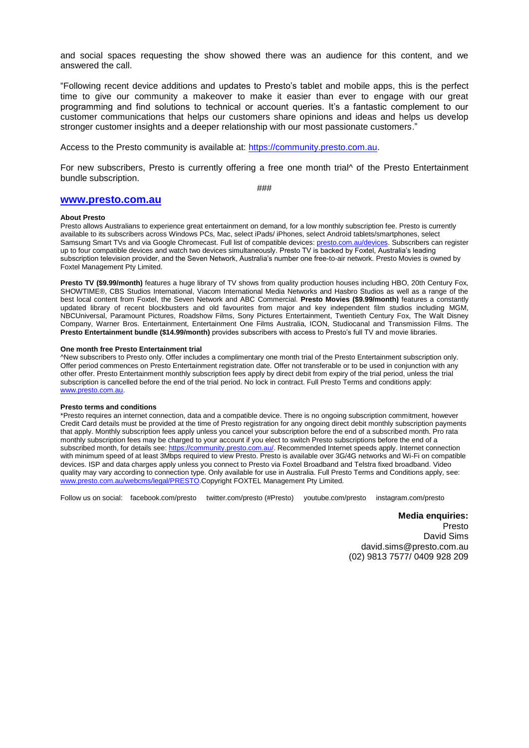and social spaces requesting the show showed there was an audience for this content, and we answered the call.

"Following recent device additions and updates to Presto's tablet and mobile apps, this is the perfect time to give our community a makeover to make it easier than ever to engage with our great programming and find solutions to technical or account queries. It's a fantastic complement to our customer communications that helps our customers share opinions and ideas and helps us develop stronger customer insights and a deeper relationship with our most passionate customers."

Access to the Presto community is available at: [https://community.presto.com.au](https://community.presto.com.au).

For new subscribers, Presto is currently offering a free one month trial^ of the Presto Entertainment bundle subscription.

###

**[www.presto.com.au](http://www.presto.com.au)**

**About Presto**

Presto allows Australians to experience great entertainment on demand, for a low monthly subscription fee. Presto is currently available to its subscribers across Windows PCs, Mac, select iPads/ iPhones, select Android tablets/smartphones, select Samsung Smart TVs and via Google Chromecast. Full list of compatible devices: [presto.com.au/devices](http://presto.com.au/devices). Subscribers can register up to four compatible devices and watch two devices simultaneously. Presto TV is backed by Foxtel, Australia's leading subscription television provider, and the Seven Network, Australia's number one free-to-air network. Presto Movies is owned by Foxtel Management Pty Limited.

**Presto TV ($9.99/month)** features a huge library of TV shows from quality production houses including HBO, 20th Century Fox, SHOWTIME®, CBS Studios International, Viacom International Media Networks and Hasbro Studios as well as a range of the best local content from Foxtel, the Seven Network and ABC Commercial. **Presto Movies ($9.99/month)** features a constantly updated library of recent blockbusters and old favourites from major and key independent film studios including MGM, NBCUniversal, Paramount Pictures, Roadshow Films, Sony Pictures Entertainment, Twentieth Century Fox, The Walt Disney Company, Warner Bros. Entertainment, Entertainment One Films Australia, ICON, Studiocanal and Transmission Films. The **Presto Entertainment bundle ($14.99/month)** provides subscribers with access to Presto's full TV and movie libraries.

**One month free Presto Entertainment trial**

^New subscribers to Presto only. Offer includes a complimentary one month trial of the Presto Entertainment subscription only. Offer period commences on Presto Entertainment registration date. Offer not transferable or to be used in conjunction with any other offer. Presto Entertainment monthly subscription fees apply by direct debit from expiry of the trial period, unless the trial subscription is cancelled before the end of the trial period. No lock in contract. Full Presto Terms and conditions apply: [www.presto.com.au](http://www.presto.com.au).

**Presto terms and conditions**

*Presto requires an internet connection, data and a compatible device. There is no ongoing subscription commitment, however Credit Card details must be provided at the time of Presto registration for any ongoing direct debit monthly subscription payments that apply. Monthly subscription fees apply unless you cancel your subscription before the end of a subscribed month. Pro rata monthly subscription fees may be charged to your account if you elect to switch Presto subscriptions before the end of a subscribed month, for details see: [https://community.presto.com.au/](https://community.presto.com.au/). Recommended Internet speeds apply. Internet connection with minimum speed of at least 3Mbps required to view Presto. Presto is available over 3G/4G networks and Wi-Fi on compatible devices. ISP and data charges apply unless you connect to Presto via Foxtel Broadband and Telstra fixed broadband. Video quality may vary according to connection type. Only available for use in Australia. Full Presto Terms and Conditions apply, see: [www.presto.com.au/webcms/legal/PRESTO](http://www.presto.com.au/webcms/legal/PRESTO).Copyright FOXTEL Management Pty Limited.

Follow us on social: facebook.com/presto twitter.com/presto (#Presto) youtube.com/presto instagram.com/presto

**Media enquiries:**
Presto
David Sims
david.sims@presto.com.au
(02) 9813 7577/ 0409 928 209